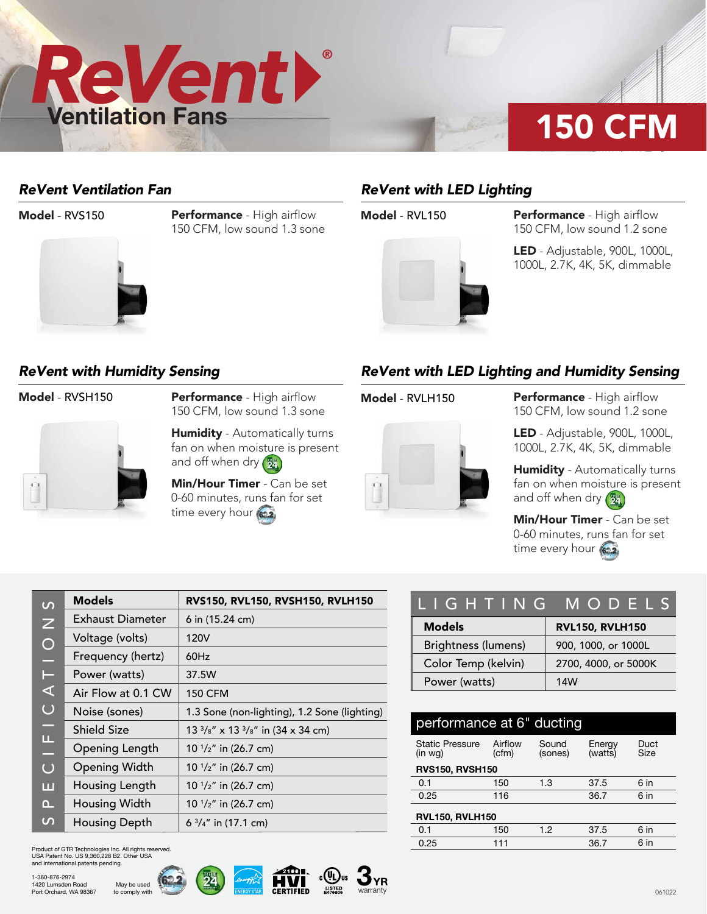# ReVent® Ventilation Fans

## 150 CFM

### ReVent Ventilation Fan

**Model** - RVS150

**Performance** - High airflow 150 CFM, low sound 1.3 sone

### ReVent with LED Lighting

**Model** - RVL150

**Performance** - High airflow 150 CFM, low sound 1.2 sone

**LED** - Adjustable, 900L, 1000L, 1000L, 2.7K, 4K, 5K, dimmable

### ReVent with Humidity Sensing

**Model** - RVSH150

**Performance** - High airflow 150 CFM, low sound 1.3 sone

**Humidity** - Automatically turns fan on when moisture is present and off when dry

**Min/Hour Timer** - Can be set 0-60 minutes, runs fan for set time every hour

### ReVent with LED Lighting and Humidity Sensing

**Model** - RVLH150

**Performance** - High airflow 150 CFM, low sound 1.2 sone

**LED** - Adjustable, 900L, 1000L, 1000L, 2.7K, 4K, 5K, dimmable

**Humidity** - Automatically turns fan on when moisture is present and off when dry

**Min/Hour Timer** - Can be set 0-60 minutes, runs fan for set time every hour

## SPECIFICATIONS

| Models | RVS150, RVL150, RVSH150, RVLH150 |
|---|---|
| Exhaust Diameter | 6 in (15.24 cm) |
| Voltage (volts) | 120V |
| Frequency (hertz) | 60Hz |
| Power (watts) | 37.5W |
| Air Flow at 0.1 CW | 150 CFM |
| Noise (sones) | 1.3 Sone (non-lighting), 1.2 Sone (lighting) |
| Shield Size | 13 3/8" x 13 3/8" in (34 x 34 cm) |
| Opening Length | 10 1/2" in (26.7 cm) |
| Opening Width | 10 1/2" in (26.7 cm) |
| Housing Length | 10 1/2" in (26.7 cm) |
| Housing Width | 10 1/2" in (26.7 cm) |
| Housing Depth | 6 3/4" in (17.1 cm) |

## LIGHTING MODELS

| Models | RVL150, RVLH150 |
|---|---|
| Brightness (lumens) | 900, 1000, or 1000L |
| Color Temp (kelvin) | 2700, 4000, or 5000K |
| Power (watts) | 14W |

## performance at 6" ducting

| Static Pressure (in wg) | Airflow (cfm) | Sound (sones) | Energy (watts) | Duct Size |
|---|---|---|---|---|
| **RVS150, RVSH150** | | | | |
| 0.1 | 150 | 1.3 | 37.5 | 6 in |
| 0.25 | 116 | | 36.7 | 6 in |
| **RVL150, RVLH150** | | | | |
| 0.1 | 150 | 1.2 | 37.5 | 6 in |
| 0.25 | 111 | | 36.7 | 6 in |

Product of GTR Technologies Inc. All rights reserved.
USA Patent No. US 9,360,228 B2. Other USA and international patents pending.

1-360-876-2974
1420 Lumsden Road
Port Orchard, WA 98367

May be used to comply with

HVI CERTIFIED | c UL us LISTED E476806 | 3 YR warranty

061022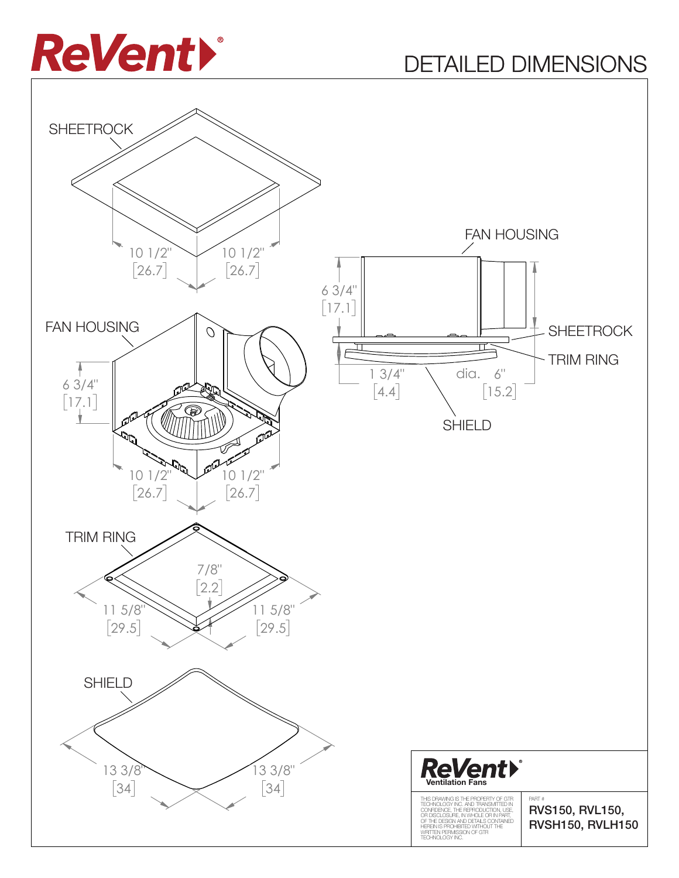# ReVent

## DETAILED DIMENSIONS

SHEETROCK

10 1/2" [26.7]

10 1/2" [26.7]

FAN HOUSING

6 3/4" [17.1]

10 1/2" [26.7]

10 1/2" [26.7]

TRIM RING

7/8" [2.2]

11 5/8" [29.5]

11 5/8" [29.5]

SHIELD

13 3/8" [34]

13 3/8" [34]

FAN HOUSING

6 3/4" [17.1]

SHEETROCK

TRIM RING

1 3/4" [4.4]

dia. 6" [15.2]

SHIELD

**ReVent** Ventilation Fans

THIS DRAWING IS THE PROPERTY OF GTR TECHNOLOGY INC. AND TRANSMITTED IN CONFIDENCE. THE REPRODUCTION, USE, OR DISCLOSURE, IN WHOLE OR IN PART, OF THE DESIGN AND DETAILS CONTAINED HEREIN IS PROHIBITED WITHOUT THE WRITTEN PERMISSION OF GTR TECHNOLOGY INC.

PART #

**RVS150, RVL150, RVSH150, RVLH150**